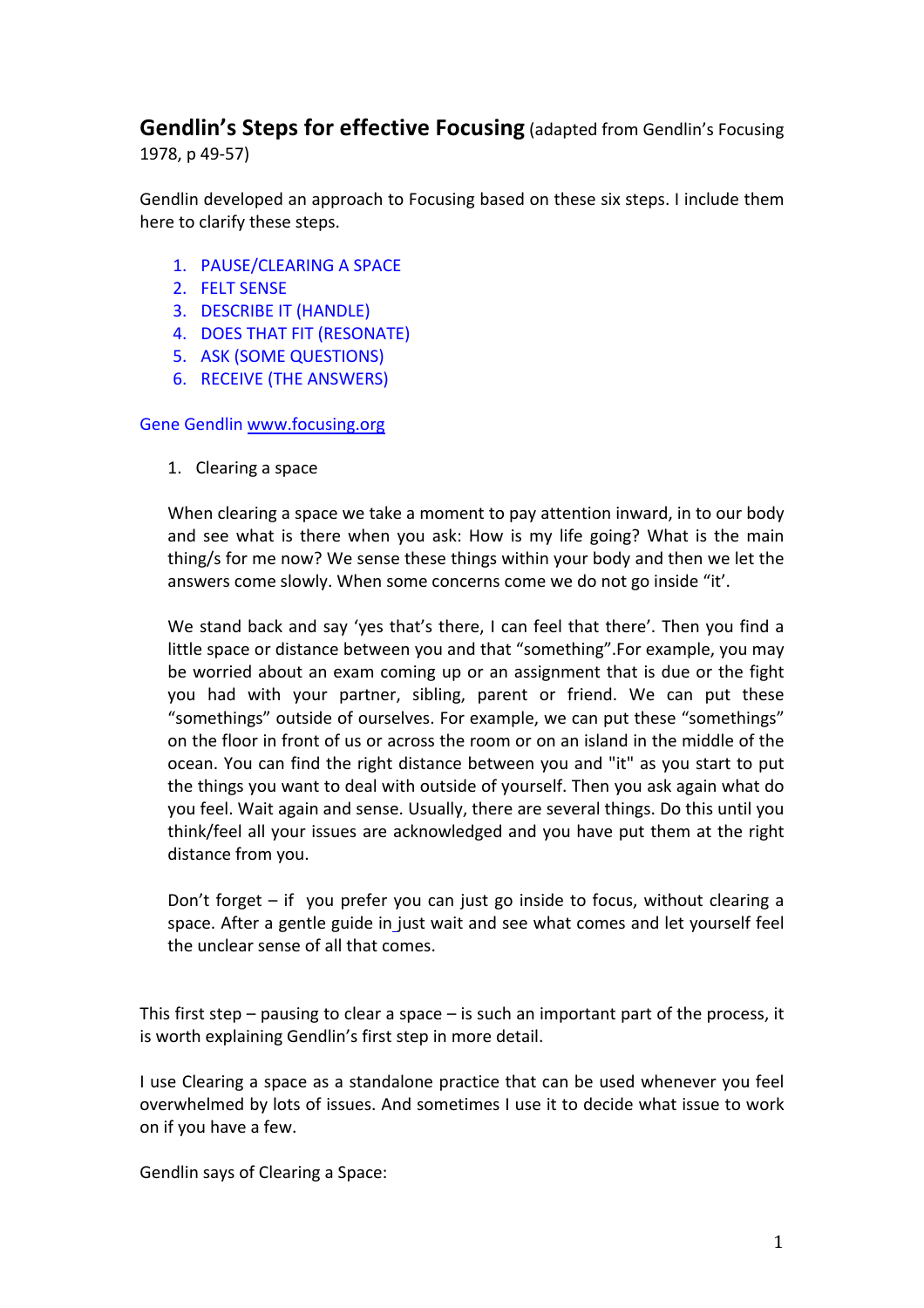## **Gendlin's Steps for effective Focusing** (adapted from Gendlin's Focusing 1978, p 49-57)

Gendlin developed an approach to Focusing based on these six steps. I include them here to clarify these steps.

1. PAUSE/CLEARING A SPACE
2. FELT SENSE
3. DESCRIBE IT (HANDLE)
4. DOES THAT FIT (RESONATE)
5. ASK (SOME QUESTIONS)
6. RECEIVE (THE ANSWERS)

Gene Gendlin www.focusing.org

1. Clearing a space

   When clearing a space we take a moment to pay attention inward, in to our body and see what is there when you ask: How is my life going? What is the main thing/s for me now? We sense these things within your body and then we let the answers come slowly. When some concerns come we do not go inside "it'.

   We stand back and say 'yes that's there, I can feel that there'. Then you find a little space or distance between you and that "something".For example, you may be worried about an exam coming up or an assignment that is due or the fight you had with your partner, sibling, parent or friend. We can put these "somethings" outside of ourselves. For example, we can put these "somethings" on the floor in front of us or across the room or on an island in the middle of the ocean. You can find the right distance between you and "it" as you start to put the things you want to deal with outside of yourself. Then you ask again what do you feel. Wait again and sense. Usually, there are several things. Do this until you think/feel all your issues are acknowledged and you have put them at the right distance from you.

   Don't forget – if you prefer you can just go inside to focus, without clearing a space. After a gentle guide in just wait and see what comes and let yourself feel the unclear sense of all that comes.

This first step – pausing to clear a space – is such an important part of the process, it is worth explaining Gendlin's first step in more detail.

I use Clearing a space as a standalone practice that can be used whenever you feel overwhelmed by lots of issues. And sometimes I use it to decide what issue to work on if you have a few.

Gendlin says of Clearing a Space: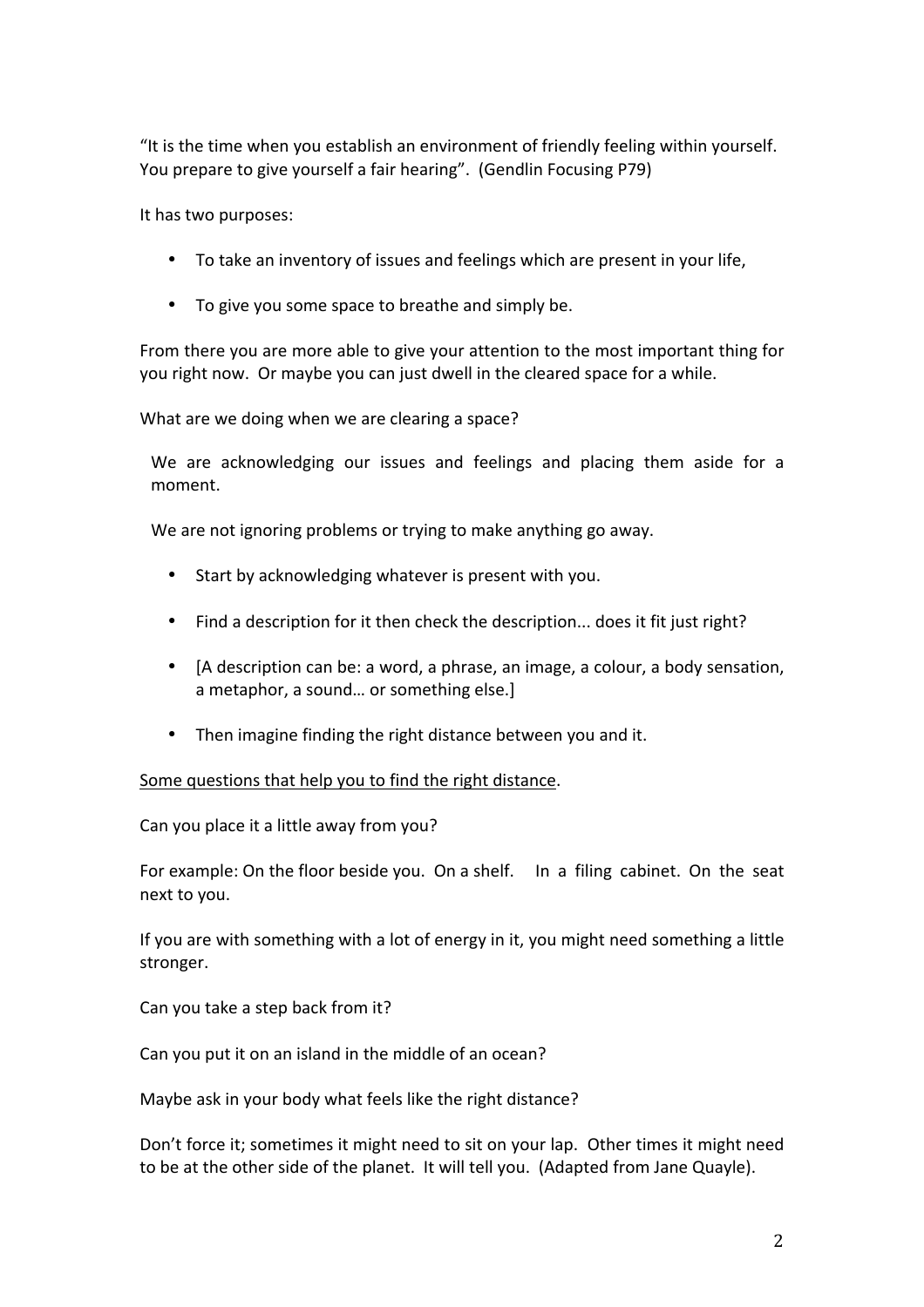"It is the time when you establish an environment of friendly feeling within yourself. You prepare to give yourself a fair hearing". (Gendlin Focusing P79)

It has two purposes:

- To take an inventory of issues and feelings which are present in your life,
- To give you some space to breathe and simply be.

From there you are more able to give your attention to the most important thing for you right now. Or maybe you can just dwell in the cleared space for a while.

What are we doing when we are clearing a space?

We are acknowledging our issues and feelings and placing them aside for a moment.

We are not ignoring problems or trying to make anything go away.

- Start by acknowledging whatever is present with you.
- Find a description for it then check the description... does it fit just right?
- [A description can be: a word, a phrase, an image, a colour, a body sensation, a metaphor, a sound… or something else.]
- Then imagine finding the right distance between you and it.

<u>Some questions that help you to find the right distance</u>.

Can you place it a little away from you?

For example: On the floor beside you. On a shelf. In a filing cabinet. On the seat next to you.

If you are with something with a lot of energy in it, you might need something a little stronger.

Can you take a step back from it?

Can you put it on an island in the middle of an ocean?

Maybe ask in your body what feels like the right distance?

Don't force it; sometimes it might need to sit on your lap. Other times it might need to be at the other side of the planet. It will tell you. (Adapted from Jane Quayle).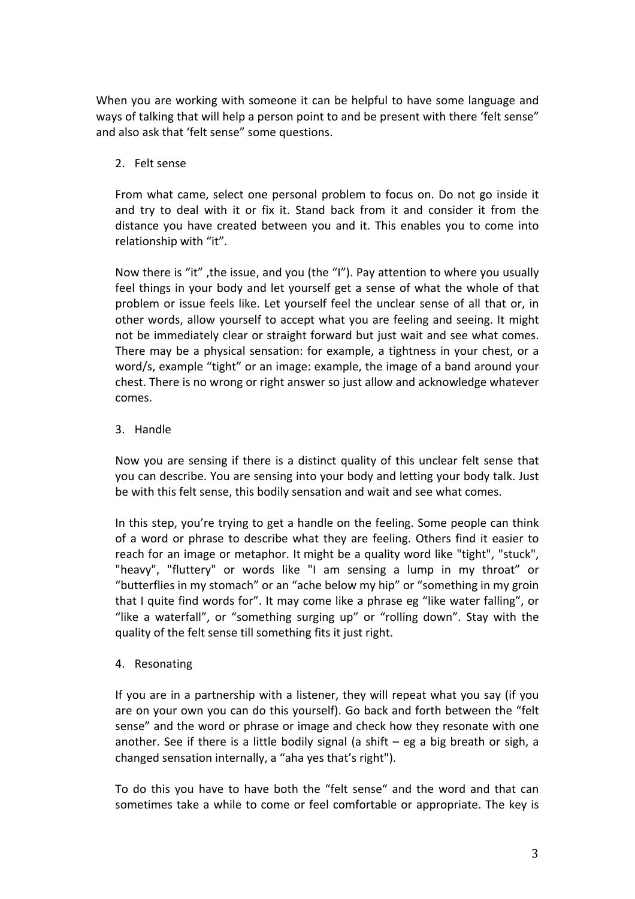When you are working with someone it can be helpful to have some language and ways of talking that will help a person point to and be present with there 'felt sense" and also ask that 'felt sense" some questions.

2. Felt sense

   From what came, select one personal problem to focus on. Do not go inside it and try to deal with it or fix it. Stand back from it and consider it from the distance you have created between you and it. This enables you to come into relationship with "it".

   Now there is "it" ,the issue, and you (the "I"). Pay attention to where you usually feel things in your body and let yourself get a sense of what the whole of that problem or issue feels like. Let yourself feel the unclear sense of all that or, in other words, allow yourself to accept what you are feeling and seeing. It might not be immediately clear or straight forward but just wait and see what comes. There may be a physical sensation: for example, a tightness in your chest, or a word/s, example "tight" or an image: example, the image of a band around your chest. There is no wrong or right answer so just allow and acknowledge whatever comes.

3. Handle

   Now you are sensing if there is a distinct quality of this unclear felt sense that you can describe. You are sensing into your body and letting your body talk. Just be with this felt sense, this bodily sensation and wait and see what comes.

   In this step, you're trying to get a handle on the feeling. Some people can think of a word or phrase to describe what they are feeling. Others find it easier to reach for an image or metaphor. It might be a quality word like "tight", "stuck", "heavy", "fluttery" or words like "I am sensing a lump in my throat" or "butterflies in my stomach" or an "ache below my hip" or "something in my groin that I quite find words for". It may come like a phrase eg "like water falling", or "like a waterfall", or "something surging up" or "rolling down". Stay with the quality of the felt sense till something fits it just right.

4. Resonating

   If you are in a partnership with a listener, they will repeat what you say (if you are on your own you can do this yourself). Go back and forth between the "felt sense" and the word or phrase or image and check how they resonate with one another. See if there is a little bodily signal (a shift – eg a big breath or sigh, a changed sensation internally, a "aha yes that's right").

   To do this you have to have both the "felt sense" and the word and that can sometimes take a while to come or feel comfortable or appropriate. The key is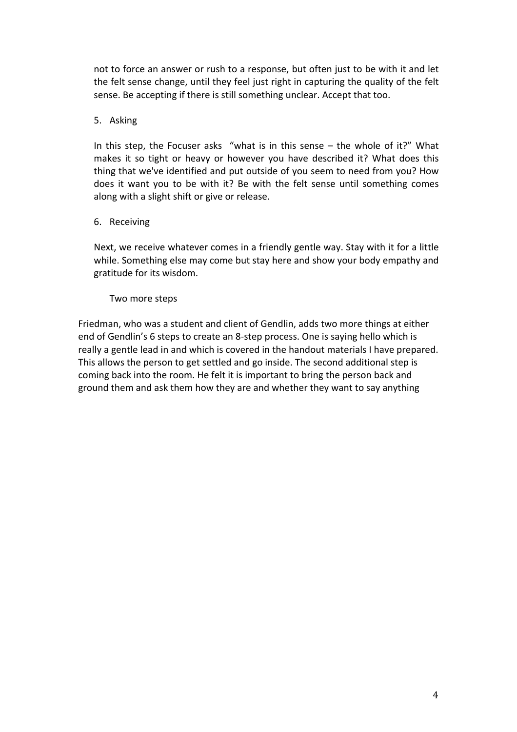not to force an answer or rush to a response, but often just to be with it and let the felt sense change, until they feel just right in capturing the quality of the felt sense. Be accepting if there is still something unclear. Accept that too.

5. Asking

   In this step, the Focuser asks "what is in this sense – the whole of it?" What makes it so tight or heavy or however you have described it? What does this thing that we've identified and put outside of you seem to need from you? How does it want you to be with it? Be with the felt sense until something comes along with a slight shift or give or release.

6. Receiving

   Next, we receive whatever comes in a friendly gentle way. Stay with it for a little while. Something else may come but stay here and show your body empathy and gratitude for its wisdom.

### Two more steps

Friedman, who was a student and client of Gendlin, adds two more things at either end of Gendlin's 6 steps to create an 8-step process. One is saying hello which is really a gentle lead in and which is covered in the handout materials I have prepared. This allows the person to get settled and go inside. The second additional step is coming back into the room. He felt it is important to bring the person back and ground them and ask them how they are and whether they want to say anything